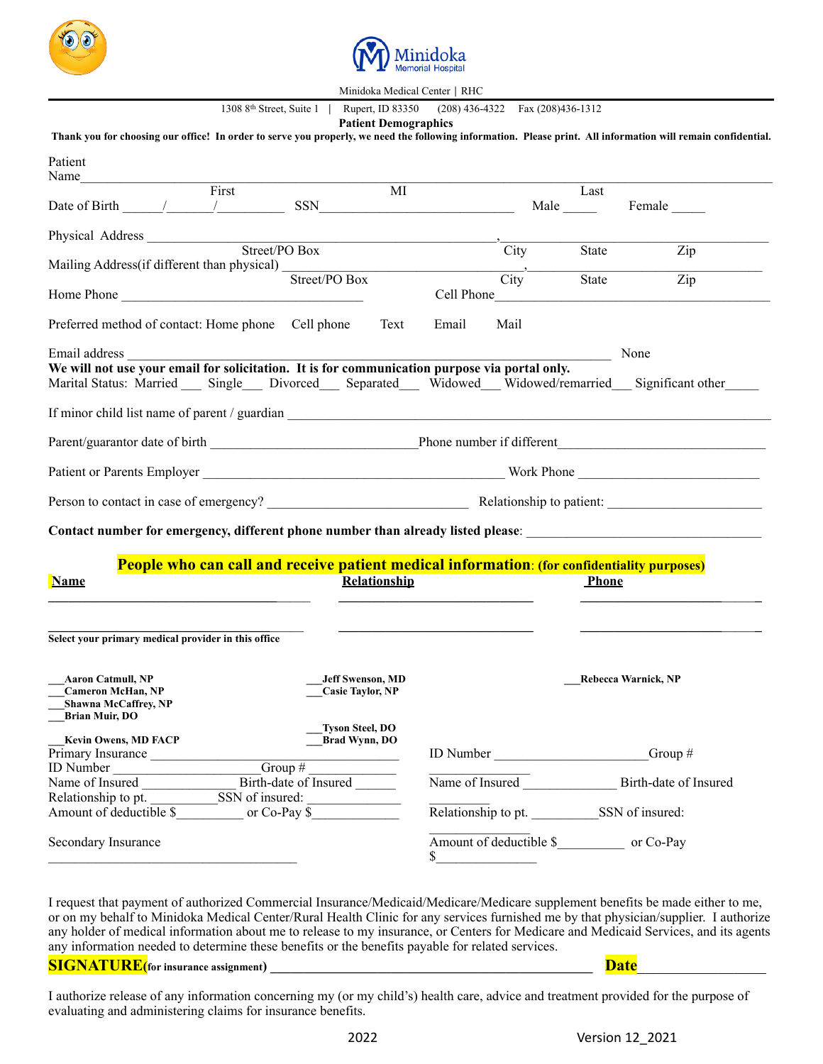Minidoka Memorial Hospital

Minidoka Medical Center | RHC

1308 8th Street, Suite 1 | Rupert, ID 83350 (208) 436-4322 Fax (208)436-1312

**Patient Demographics**

**Thank you for choosing our office! In order to serve you properly, we need the following information. Please print. All information will remain confidential.**

Patient Name______________________________________________________________________________
First MI Last

Date of Birth ______/______/__________ SSN____________________________ Male _____ Female _____

Physical Address ______________________________________________, ___________________________
Street/PO Box City State Zip

Mailing Address(if different than physical) ______________________________, ___________________________
Street/PO Box City State Zip

Home Phone ____________________________________ Cell Phone___________________________________

Preferred method of contact: Home phone Cell phone Text Email Mail

Email address ________________________________________________________________ None

**We will not use your email for solicitation. It is for communication purpose via portal only.**

Marital Status: Married ___ Single___ Divorced___ Separated___ Widowed___ Widowed/remarried___ Significant other_____

If minor child list name of parent / guardian ______________________________________________________________

Parent/guarantor date of birth ______________________________Phone number if different______________________________

Patient or Parents Employer ____________________________________________ Work Phone __________________________

Person to contact in case of emergency? ______________________________ Relationship to patient: ______________________

**Contact number for emergency, different phone number than already listed please**: ___________________________________

**People who can call and receive patient medical information**: **(for confidentiality purposes)**

| **Name** | **Relationship** | **Phone** |
|---|---|---|
| ________________________________ | ____________________________ | ________________________ |
| ________________________________ | ____________________________ | ________________________ |

**Select your primary medical provider in this office**

**___Aaron Catmull, NP**
**___Cameron McHan, NP**
**___Shawna McCaffrey, NP**
**___Brian Muir, DO**
**___Kevin Owens, MD FACP**
**___Jeff Swenson, MD**
**___Casie Taylor, NP**
**___Tyson Steel, DO**
**___Brad Wynn, DO**
**___Rebecca Warnick, NP**

Primary Insurance ____________________________________
ID Number _____________________Group # _______________
Name of Insured _____________ Birth-date of Insured ______
Relationship to pt. ___________SSN of insured: _____________
Amount of deductible $__________ or Co-Pay $_____________

Secondary Insurance ____________________________________
ID Number ________________________Group # ____________
Name of Insured ______________ Birth-date of Insured __________
Relationship to pt. __________SSN of insured: ______________
Amount of deductible $__________ or Co-Pay $_______________

I request that payment of authorized Commercial Insurance/Medicaid/Medicare/Medicare supplement benefits be made either to me, or on my behalf to Minidoka Medical Center/Rural Health Clinic for any services furnished me by that physician/supplier. I authorize any holder of medical information about me to release to my insurance, or Centers for Medicare and Medicaid Services, and its agents any information needed to determine these benefits or the benefits payable for related services.

**SIGNATURE**(**for insurance assignment**) _______________________________________________ **Date**__________________

I authorize release of any information concerning my (or my child's) health care, advice and treatment provided for the purpose of evaluating and administering claims for insurance benefits.

2022 Version 12_2021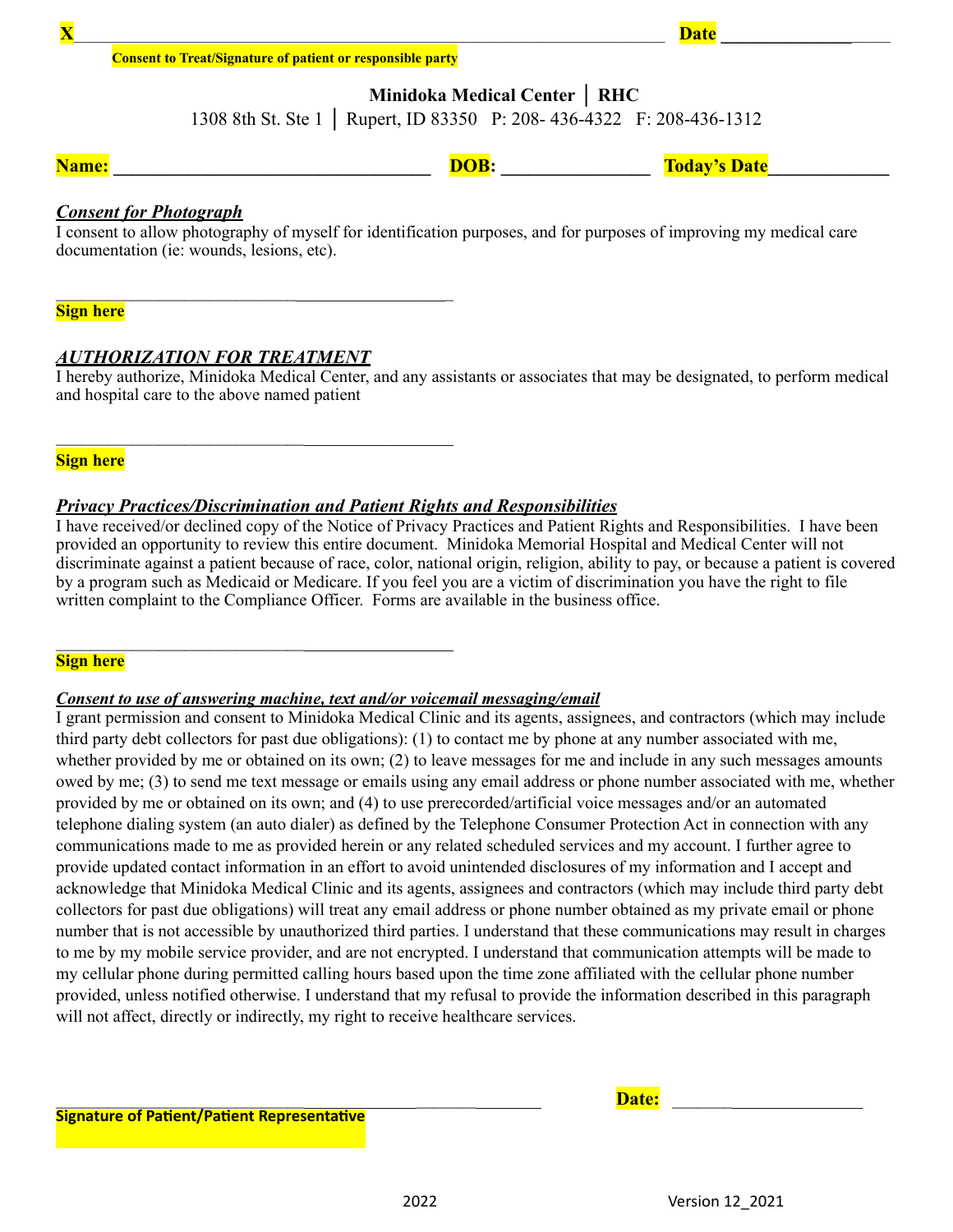**X**_______________________________________________________________ **Date** ______________

**Consent to Treat/Signature of patient or responsible party**

**Minidoka Medical Center │ RHC**

1308 8th St. Ste 1 │ Rupert, ID 83350 P: 208- 436-4322 F: 208-436-1312

**Name:** ________________________________ **DOB:** _______________ **Today's Date**____________

***Consent for Photograph***

I consent to allow photography of myself for identification purposes, and for purposes of improving my medical care documentation (ie: wounds, lesions, etc).

_________________________________________

**Sign here**

***AUTHORIZATION FOR TREATMENT***

I hereby authorize, Minidoka Medical Center, and any assistants or associates that may be designated, to perform medical and hospital care to the above named patient

_________________________________________

**Sign here**

***Privacy Practices/Discrimination and Patient Rights and Responsibilities***

I have received/or declined copy of the Notice of Privacy Practices and Patient Rights and Responsibilities. I have been provided an opportunity to review this entire document. Minidoka Memorial Hospital and Medical Center will not discriminate against a patient because of race, color, national origin, religion, ability to pay, or because a patient is covered by a program such as Medicaid or Medicare. If you feel you are a victim of discrimination you have the right to file written complaint to the Compliance Officer. Forms are available in the business office.

_________________________________________

**Sign here**

***Consent to use of answering machine, text and/or voicemail messaging/email***

I grant permission and consent to Minidoka Medical Clinic and its agents, assignees, and contractors (which may include third party debt collectors for past due obligations): (1) to contact me by phone at any number associated with me, whether provided by me or obtained on its own; (2) to leave messages for me and include in any such messages amounts owed by me; (3) to send me text message or emails using any email address or phone number associated with me, whether provided by me or obtained on its own; and (4) to use prerecorded/artificial voice messages and/or an automated telephone dialing system (an auto dialer) as defined by the Telephone Consumer Protection Act in connection with any communications made to me as provided herein or any related scheduled services and my account. I further agree to provide updated contact information in an effort to avoid unintended disclosures of my information and I accept and acknowledge that Minidoka Medical Clinic and its agents, assignees and contractors (which may include third party debt collectors for past due obligations) will treat any email address or phone number obtained as my private email or phone number that is not accessible by unauthorized third parties. I understand that these communications may result in charges to me by my mobile service provider, and are not encrypted. I understand that communication attempts will be made to my cellular phone during permitted calling hours based upon the time zone affiliated with the cellular phone number provided, unless notified otherwise. I understand that my refusal to provide the information described in this paragraph will not affect, directly or indirectly, my right to receive healthcare services.

__________________________________________________ **Date:** ____________________

**Signature of Patient/Patient Representative**

2022 Version 12_2021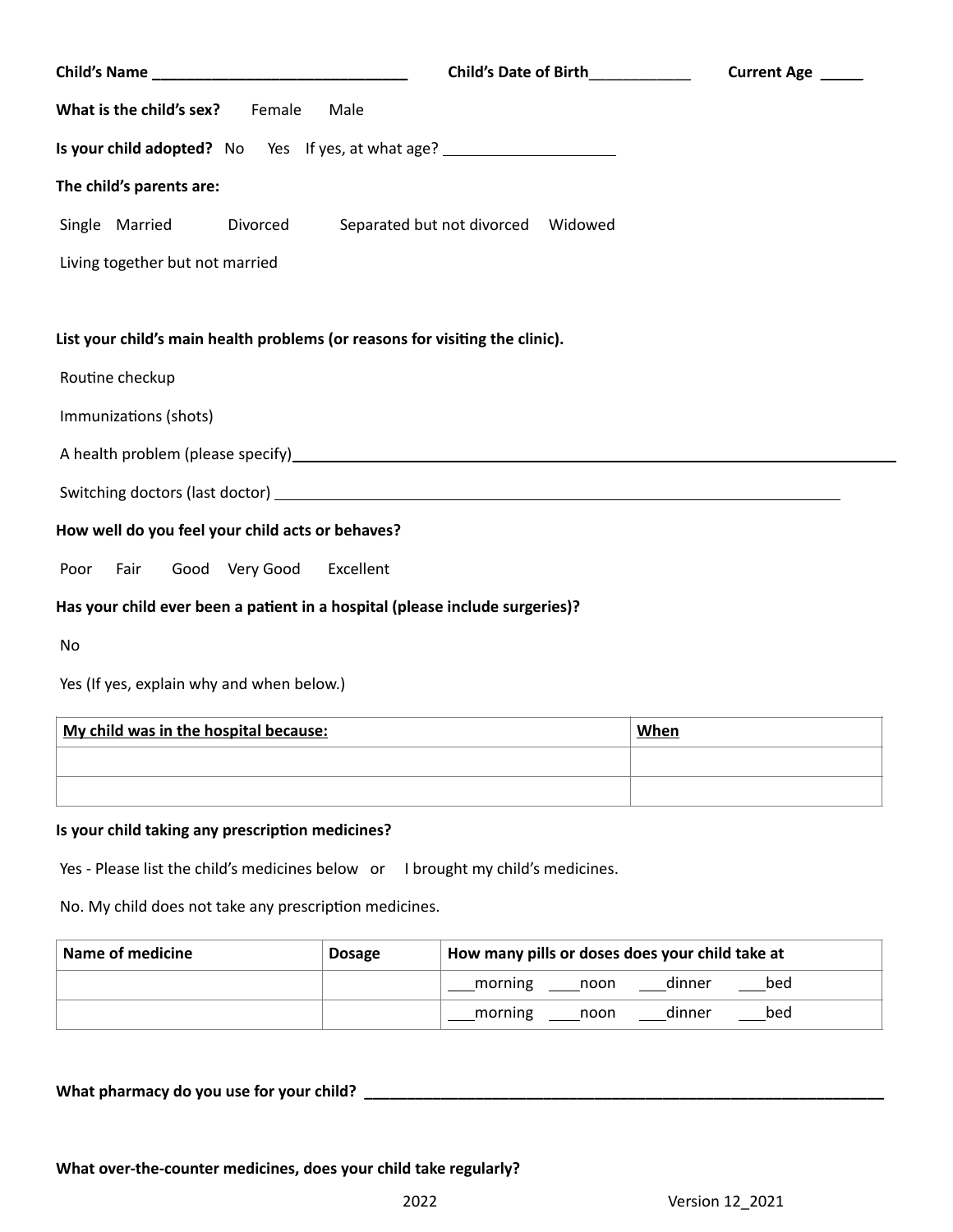**Child's Name** ______________________________ **Child's Date of Birth**___________ **Current Age** _____

**What is the child's sex?** Female Male

**Is your child adopted?** No Yes If yes, at what age? ____________________

**The child's parents are:**

Single Married Divorced Separated but not divorced Widowed

Living together but not married

**List your child's main health problems (or reasons for visiting the clinic).**

Routine checkup

Immunizations (shots)

A health problem (please specify)______________________________________________

Switching doctors (last doctor) ______________________________________________

**How well do you feel your child acts or behaves?**

Poor Fair Good Very Good Excellent

**Has your child ever been a patient in a hospital (please include surgeries)?**

No

Yes (If yes, explain why and when below.)

| My child was in the hospital because: | When |
|---|---|
| | |
| | |

**Is your child taking any prescription medicines?**

Yes - Please list the child's medicines below or I brought my child's medicines.

No. My child does not take any prescription medicines.

| Name of medicine | Dosage | How many pills or doses does your child take at |
|---|---|---|
| | | ___morning ____noon ___dinner ___bed |
| | | ___morning ____noon ___dinner ___bed |

**What pharmacy do you use for your child?** ______________________________________________

**What over-the-counter medicines, does your child take regularly?**

2022 Version 12_2021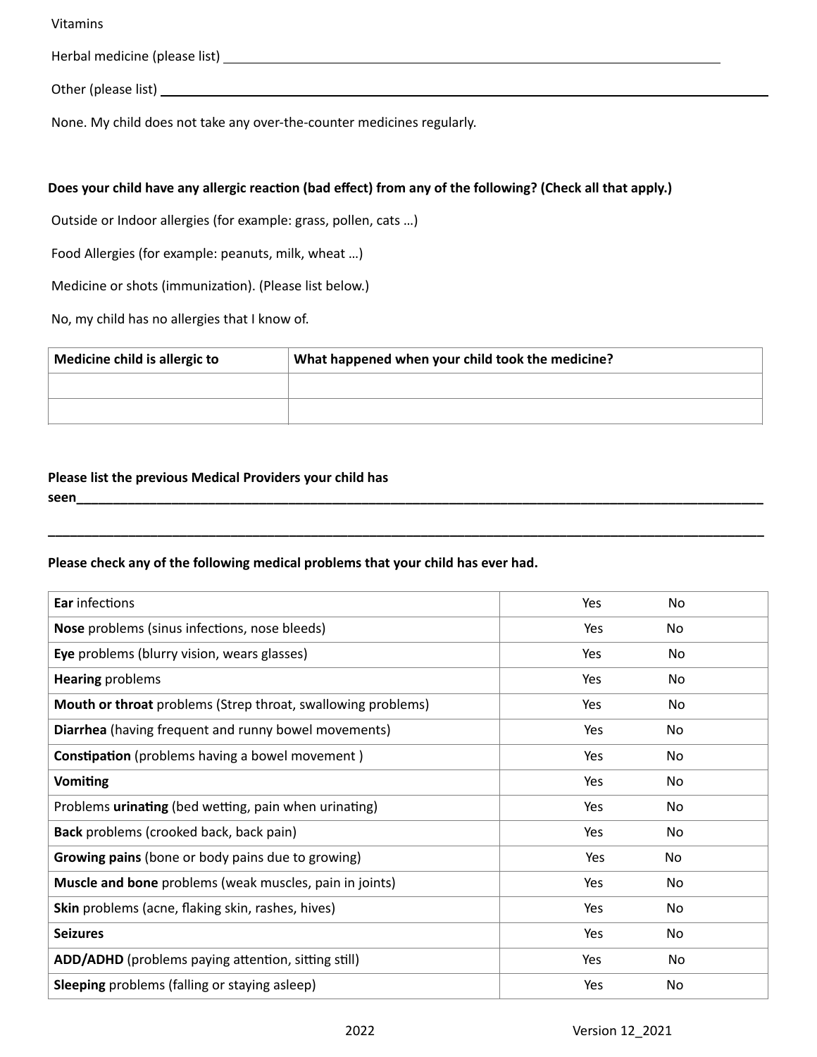Vitamins

Herbal medicine (please list) ____________________________________________________________

Other (please list) ______________________________________________________________________

None. My child does not take any over-the-counter medicines regularly.

**Does your child have any allergic reaction (bad effect) from any of the following? (Check all that apply.)**

Outside or Indoor allergies (for example: grass, pollen, cats …)

Food Allergies (for example: peanuts, milk, wheat …)

Medicine or shots (immunization). (Please list below.)

No, my child has no allergies that I know of.

| Medicine child is allergic to | What happened when your child took the medicine? |
|---|---|
| | |
| | |

**Please list the previous Medical Providers your child has seen**______________________________________________________________________________

______________________________________________________________________________________

**Please check any of the following medical problems that your child has ever had.**

| | | |
|---|---|---|
| **Ear** infections | Yes | No |
| **Nose** problems (sinus infections, nose bleeds) | Yes | No |
| **Eye** problems (blurry vision, wears glasses) | Yes | No |
| **Hearing** problems | Yes | No |
| **Mouth or throat** problems (Strep throat, swallowing problems) | Yes | No |
| **Diarrhea** (having frequent and runny bowel movements) | Yes | No |
| **Constipation** (problems having a bowel movement ) | Yes | No |
| **Vomiting** | Yes | No |
| Problems **urinating** (bed wetting, pain when urinating) | Yes | No |
| **Back** problems (crooked back, back pain) | Yes | No |
| **Growing pains** (bone or body pains due to growing) | Yes | No |
| **Muscle and bone** problems (weak muscles, pain in joints) | Yes | No |
| **Skin** problems (acne, flaking skin, rashes, hives) | Yes | No |
| **Seizures** | Yes | No |
| **ADD/ADHD** (problems paying attention, sitting still) | Yes | No |
| **Sleeping** problems (falling or staying asleep) | Yes | No |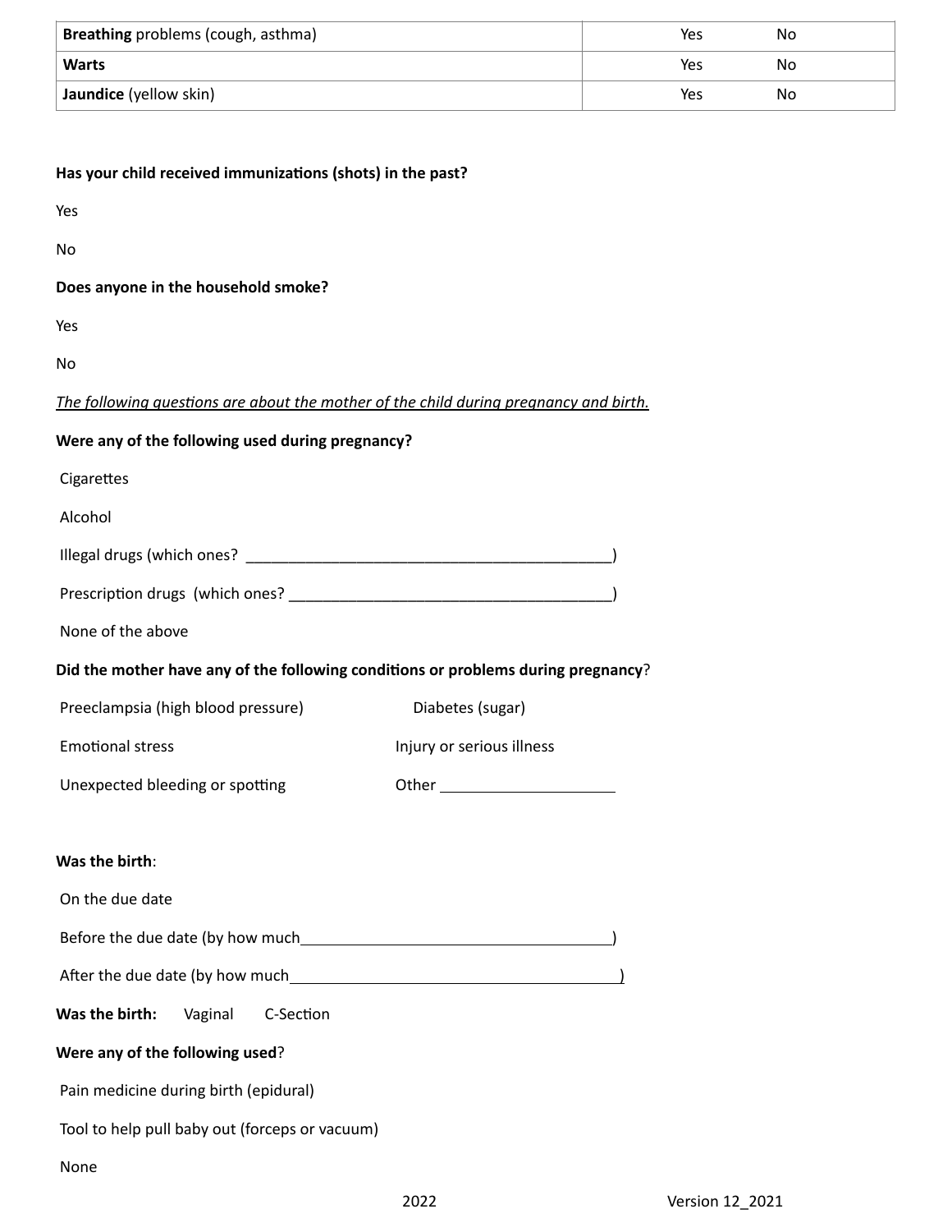| **Breathing** problems (cough, asthma) | Yes | No |
|---|---|---|
| **Warts** | Yes | No |
| **Jaundice** (yellow skin) | Yes | No |

**Has your child received immunizations (shots) in the past?**

Yes

No

**Does anyone in the household smoke?**

Yes

No

*The following questions are about the mother of the child during pregnancy and birth.*

**Were any of the following used during pregnancy?**

Cigarettes

Alcohol

Illegal drugs (which ones? ____________________________________________)

Prescription drugs (which ones? _______________________________________)

None of the above

**Did the mother have any of the following conditions or problems during pregnancy**?

Preeclampsia (high blood pressure)

Diabetes (sugar)

Emotional stress

Injury or serious illness

Unexpected bleeding or spotting

Other ____________________

**Was the birth**:

On the due date

Before the due date (by how much_____________________________________)

After the due date (by how much________________________________________)

**Was the birth:** Vaginal C-Section

**Were any of the following used**?

Pain medicine during birth (epidural)

Tool to help pull baby out (forceps or vacuum)

None

2022 Version 12_2021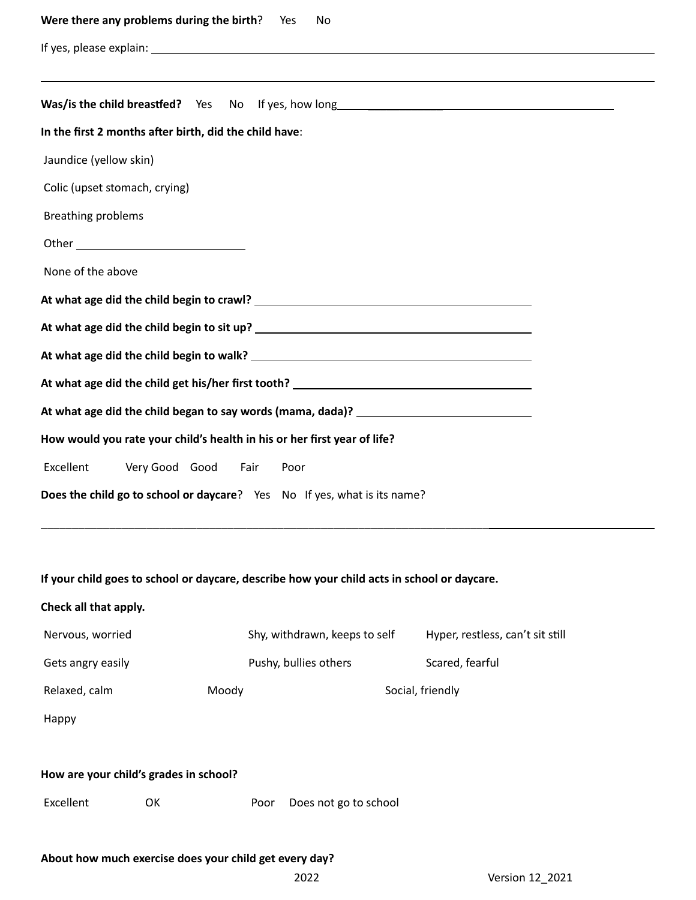**Were there any problems during the birth**? Yes No

If yes, please explain: ______________________________________________________________

______________________________________________________________

**Was/is the child breastfed?** Yes No If yes, how long______________________________

**In the first 2 months after birth, did the child have**:

Jaundice (yellow skin)

Colic (upset stomach, crying)

Breathing problems

Other ____________________________

None of the above

**At what age did the child begin to crawl?** ______________________________

**At what age did the child begin to sit up?** ______________________________

**At what age did the child begin to walk?** ______________________________

**At what age did the child get his/her first tooth?** ______________________________

**At what age did the child began to say words (mama, dada)?** ______________________________

**How would you rate your child's health in his or her first year of life?**

Excellent Very Good Good Fair Poor

**Does the child go to school or daycare**? Yes No If yes, what is its name?

______________________________________________________________

**If your child goes to school or daycare, describe how your child acts in school or daycare.**

**Check all that apply.**

Nervous, worried Shy, withdrawn, keeps to self Hyper, restless, can't sit still

Gets angry easily Pushy, bullies others Scared, fearful

Relaxed, calm Moody Social, friendly

Happy

**How are your child's grades in school?**

Excellent OK Poor Does not go to school

**About how much exercise does your child get every day?**

2022 Version 12_2021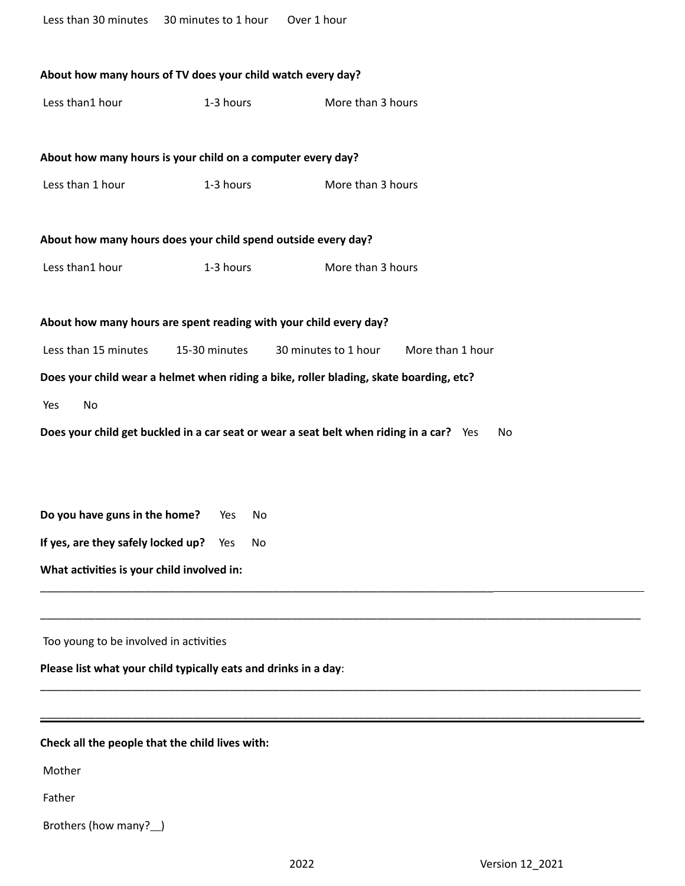Less than 30 minutes     30 minutes to 1 hour     Over 1 hour

**About how many hours of TV does your child watch every day?**

Less than1 hour     1-3 hours     More than 3 hours

**About how many hours is your child on a computer every day?**

Less than 1 hour     1-3 hours     More than 3 hours

**About how many hours does your child spend outside every day?**

Less than1 hour     1-3 hours     More than 3 hours

**About how many hours are spent reading with your child every day?**

Less than 15 minutes     15-30 minutes     30 minutes to 1 hour     More than 1 hour

**Does your child wear a helmet when riding a bike, roller blading, skate boarding, etc?**

Yes     No

**Does your child get buckled in a car seat or wear a seat belt when riding in a car?** Yes     No

**Do you have guns in the home?** Yes     No

**If yes, are they safely locked up?** Yes     No

**What activities is your child involved in:**

_______________________________________________________________________________________________

_______________________________________________________________________________________________

Too young to be involved in activities

**Please list what your child typically eats and drinks in a day**:

_______________________________________________________________________________________________

_______________________________________________________________________________________________

**Check all the people that the child lives with:**

Mother

Father

Brothers (how many?__)

2022     Version 12_2021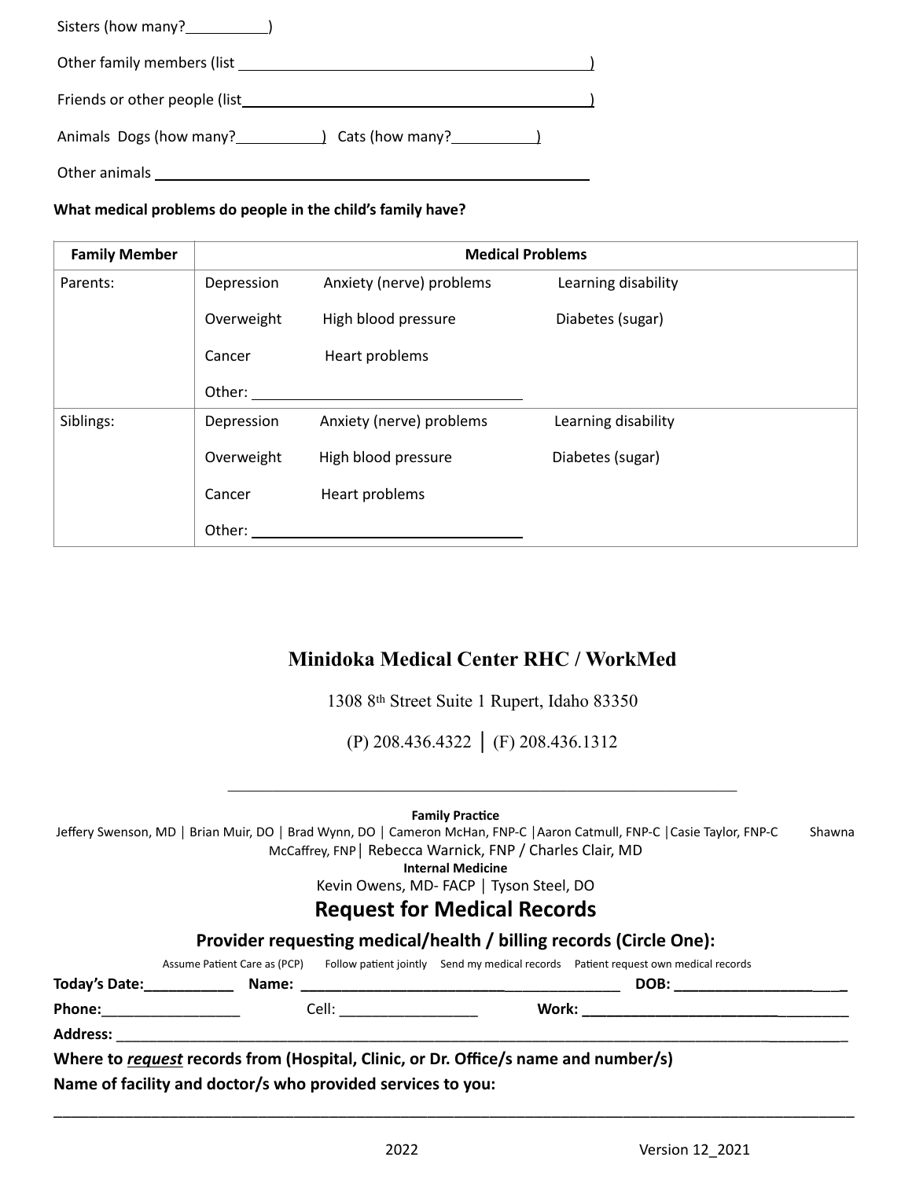Sisters (how many?__________)

Other family members (list ____________________________________________)

Friends or other people (list___________________________________________)

Animals Dogs (how many?__________) Cats (how many?__________)

Other animals ____________________________________________________

**What medical problems do people in the child's family have?**

| Family Member | Medical Problems | | |
|---|---|---|---|
| Parents: | Depression | Anxiety (nerve) problems | Learning disability |
| | Overweight | High blood pressure | Diabetes (sugar) |
| | Cancer | Heart problems | |
| | Other: ______________________________ | | |
| Siblings: | Depression | Anxiety (nerve) problems | Learning disability |
| | Overweight | High blood pressure | Diabetes (sugar) |
| | Cancer | Heart problems | |
| | Other: ______________________________ | | |

## Minidoka Medical Center RHC / WorkMed

1308 8th Street Suite 1 Rupert, Idaho 83350

(P) 208.436.4322 | (F) 208.436.1312

**Family Practice**

Jeffery Swenson, MD | Brian Muir, DO | Brad Wynn, DO | Cameron McHan, FNP-C | Aaron Catmull, FNP-C | Casie Taylor, FNP-C Shawna McCaffrey, FNP | Rebecca Warnick, FNP / Charles Clair, MD

**Internal Medicine**

Kevin Owens, MD- FACP | Tyson Steel, DO

## Request for Medical Records

**Provider requesting medical/health / billing records (Circle One):**

Assume Patient Care as (PCP) Follow patient jointly Send my medical records Patient request own medical records

**Today's Date:**___________ **Name:** ______________________________________ **DOB:** ______________________

**Phone:**_________________ Cell: _________________ **Work:** ___________________________________

**Address:** ____________________________________________________________________________________

**Where to *request* records from (Hospital, Clinic, or Dr. Office/s name and number/s)**

**Name of facility and doctor/s who provided services to you:**

_____________________________________________________________________________________________

2022 Version 12_2021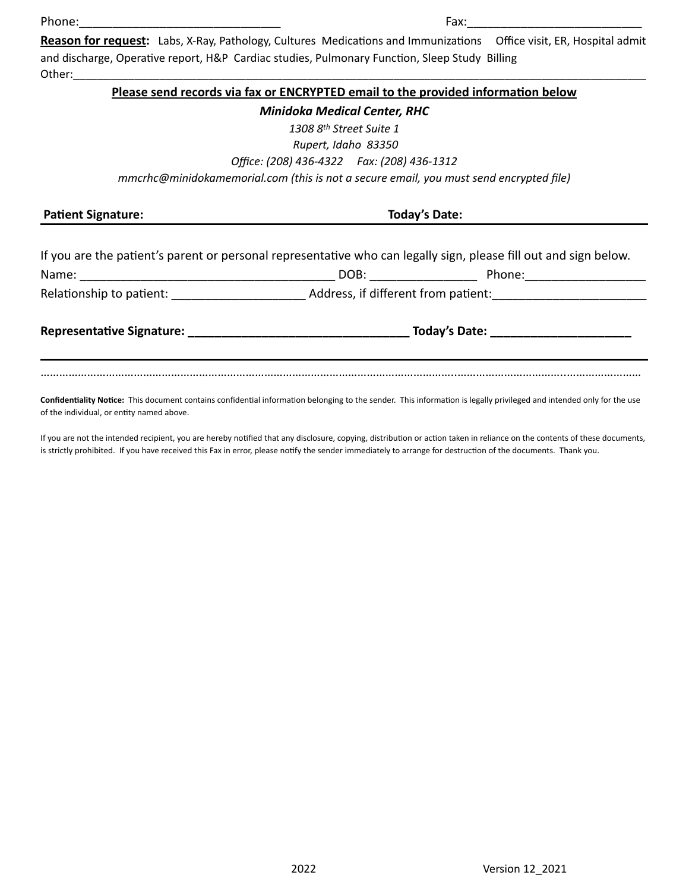Phone:\_\_\_\_\_\_\_\_\_\_\_\_\_\_\_\_\_\_\_\_\_\_\_\_\_\_\_\_\_\_ Fax:\_\_\_\_\_\_\_\_\_\_\_\_\_\_\_\_\_\_\_\_\_\_\_\_\_\_

**Reason for request:** Labs, X-Ray, Pathology, Cultures Medications and Immunizations Office visit, ER, Hospital admit and discharge, Operative report, H&P Cardiac studies, Pulmonary Function, Sleep Study Billing

Other:\_\_\_\_\_\_\_\_\_\_\_\_\_\_\_\_\_\_\_\_\_\_\_\_\_\_\_\_\_\_\_\_\_\_\_\_\_\_\_\_\_\_\_\_\_\_\_\_\_\_\_\_\_\_\_\_\_\_\_\_\_\_\_\_\_\_\_\_\_\_\_\_\_\_\_\_\_\_\_\_\_\_\_\_\_\_\_\_

**Please send records via fax or ENCRYPTED email to the provided information below**

***Minidoka Medical Center, RHC***

*1308 8th Street Suite 1*

*Rupert, Idaho 83350*

*Office: (208) 436-4322 Fax: (208) 436-1312*

*mmcrhc@minidokamemorial.com (this is not a secure email, you must send encrypted file)*

**Patient Signature:** **Today's Date:**

---

If you are the patient's parent or personal representative who can legally sign, please fill out and sign below.

Name: \_\_\_\_\_\_\_\_\_\_\_\_\_\_\_\_\_\_\_\_\_\_\_\_\_\_\_\_\_\_\_\_\_\_\_\_\_\_ DOB: \_\_\_\_\_\_\_\_\_\_\_\_\_\_\_ Phone:\_\_\_\_\_\_\_\_\_\_\_\_\_\_\_\_\_

Relationship to patient: \_\_\_\_\_\_\_\_\_\_\_\_\_\_\_\_\_\_\_ Address, if different from patient:\_\_\_\_\_\_\_\_\_\_\_\_\_\_\_\_\_\_\_\_\_\_\_

**Representative Signature: \_\_\_\_\_\_\_\_\_\_\_\_\_\_\_\_\_\_\_\_\_\_\_\_\_\_\_\_\_\_\_\_\_ Today's Date: \_\_\_\_\_\_\_\_\_\_\_\_\_\_\_\_\_\_\_\_\_**

---

**Confidentiality Notice:** This document contains confidential information belonging to the sender. This information is legally privileged and intended only for the use of the individual, or entity named above.

If you are not the intended recipient, you are hereby notified that any disclosure, copying, distribution or action taken in reliance on the contents of these documents, is strictly prohibited. If you have received this Fax in error, please notify the sender immediately to arrange for destruction of the documents. Thank you.

2022 Version 12_2021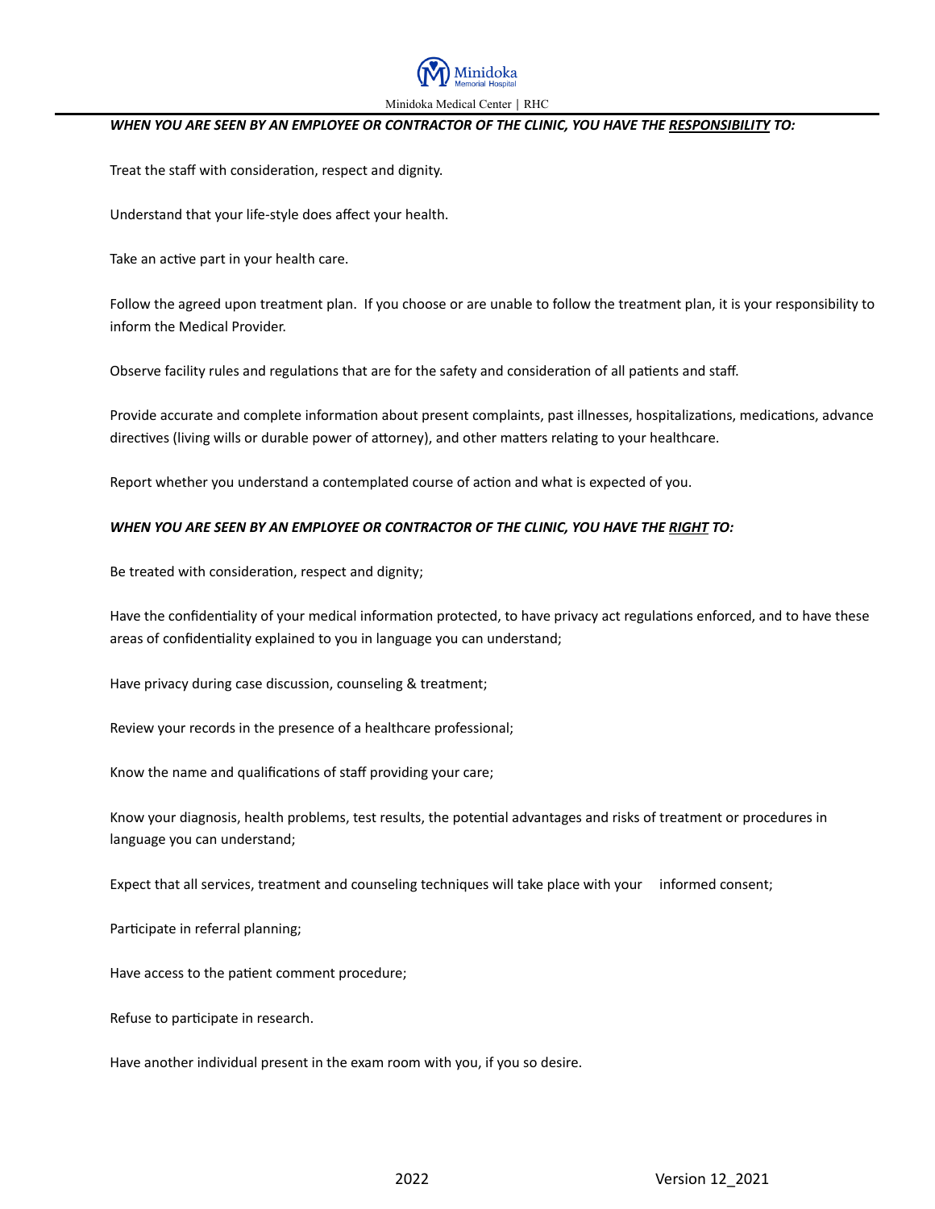***WHEN YOU ARE SEEN BY AN EMPLOYEE OR CONTRACTOR OF THE CLINIC, YOU HAVE THE <u>RESPONSIBILITY</u> TO:***

Treat the staff with consideration, respect and dignity.

Understand that your life-style does affect your health.

Take an active part in your health care.

Follow the agreed upon treatment plan. If you choose or are unable to follow the treatment plan, it is your responsibility to inform the Medical Provider.

Observe facility rules and regulations that are for the safety and consideration of all patients and staff.

Provide accurate and complete information about present complaints, past illnesses, hospitalizations, medications, advance directives (living wills or durable power of attorney), and other matters relating to your healthcare.

Report whether you understand a contemplated course of action and what is expected of you.

***WHEN YOU ARE SEEN BY AN EMPLOYEE OR CONTRACTOR OF THE CLINIC, YOU HAVE THE <u>RIGHT</u> TO:***

Be treated with consideration, respect and dignity;

Have the confidentiality of your medical information protected, to have privacy act regulations enforced, and to have these areas of confidentiality explained to you in language you can understand;

Have privacy during case discussion, counseling & treatment;

Review your records in the presence of a healthcare professional;

Know the name and qualifications of staff providing your care;

Know your diagnosis, health problems, test results, the potential advantages and risks of treatment or procedures in language you can understand;

Expect that all services, treatment and counseling techniques will take place with your informed consent;

Participate in referral planning;

Have access to the patient comment procedure;

Refuse to participate in research.

Have another individual present in the exam room with you, if you so desire.

2022 Version 12_2021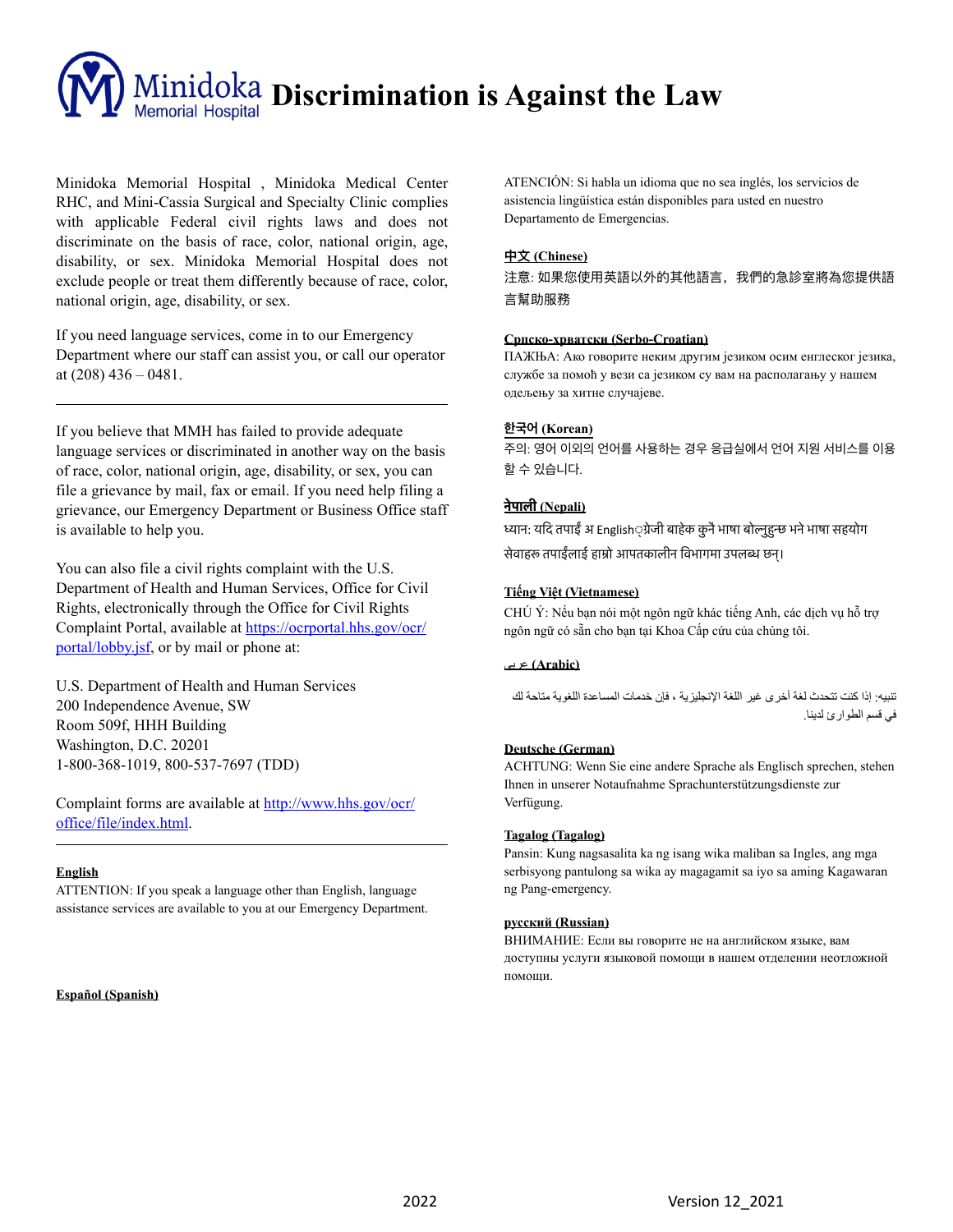# Minidoka Memorial Hospital Discrimination is Against the Law

Minidoka Memorial Hospital , Minidoka Medical Center RHC, and Mini-Cassia Surgical and Specialty Clinic complies with applicable Federal civil rights laws and does not discriminate on the basis of race, color, national origin, age, disability, or sex. Minidoka Memorial Hospital does not exclude people or treat them differently because of race, color, national origin, age, disability, or sex.

If you need language services, come in to our Emergency Department where our staff can assist you, or call our operator at (208) 436 – 0481.

---

If you believe that MMH has failed to provide adequate language services or discriminated in another way on the basis of race, color, national origin, age, disability, or sex, you can file a grievance by mail, fax or email. If you need help filing a grievance, our Emergency Department or Business Office staff is available to help you.

You can also file a civil rights complaint with the U.S. Department of Health and Human Services, Office for Civil Rights, electronically through the Office for Civil Rights Complaint Portal, available at https://ocrportal.hhs.gov/ocr/portal/lobby.jsf, or by mail or phone at:

U.S. Department of Health and Human Services
200 Independence Avenue, SW
Room 509f, HHH Building
Washington, D.C. 20201
1-800-368-1019, 800-537-7697 (TDD)

Complaint forms are available at http://www.hhs.gov/ocr/office/file/index.html.

---

**English**
ATTENTION: If you speak a language other than English, language assistance services are available to you at our Emergency Department.

**Español (Spanish)**
ATENCIÓN: Si habla un idioma que no sea inglés, los servicios de asistencia lingüística están disponibles para usted en nuestro Departamento de Emergencias.

**中文 (Chinese)**
注意: 如果您使用英語以外的其他語言，我們的急診室將為您提供語言幫助服務

**Српско-хрватски (Serbo-Croatian)**
ПАЖЊА: Ако говорите неким другим језиком осим енглеског језика, службе за помоћ у вези са језиком су вам на располагању у нашем одељењу за хитне случајеве.

**한국어 (Korean)**
주의: 영어 이외의 언어를 사용하는 경우 응급실에서 언어 지원 서비스를 이용할 수 있습니다.

**नेपाली (Nepali)**
ध्यान: यदि तपाईं अ Englishेग्रेजी बाहेक कुनै भाषा बोल्नुहुन्छ भने भाषा सहयोग सेवाहरू तपाईंलाई हाम्रो आपतकालीन विभागमा उपलब्ध छन्।

**Tiếng Việt (Vietnamese)**
CHÚ Ý: Nếu bạn nói một ngôn ngữ khác tiếng Anh, các dịch vụ hỗ trợ ngôn ngữ có sẵn cho bạn tại Khoa Cấp cứu của chúng tôi.

**عربي (Arabic)**
تنبيه: إذا كنت تتحدث لغة أخرى غير اللغة الإنجليزية ، فإن خدمات المساعدة اللغوية متاحة لك في قسم الطوارئ لدينا.

**Deutsche (German)**
ACHTUNG: Wenn Sie eine andere Sprache als Englisch sprechen, stehen Ihnen in unserer Notaufnahme Sprachunterstützungsdienste zur Verfügung.

**Tagalog (Tagalog)**
Pansin: Kung nagsasalita ka ng isang wika maliban sa Ingles, ang mga serbisyong pantulong sa wika ay magagamit sa iyo sa aming Kagawaran ng Pang-emergency.

**русский (Russian)**
ВНИМАНИЕ: Если вы говорите не на английском языке, вам доступны услуги языковой помощи в нашем отделении неотложной помощи.

2022 Version 12_2021